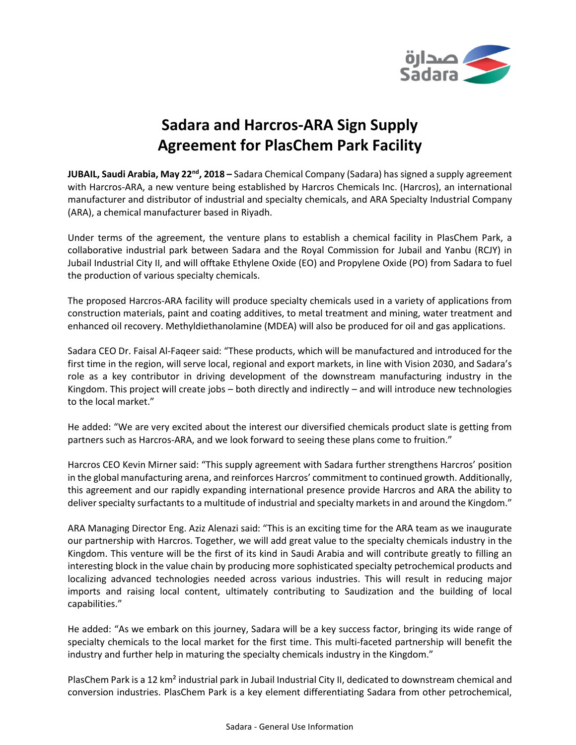# Sadara and Harcros-ARA Sign Supply Agreement for PlasChem Park Facility

**JUBAIL, Saudi Arabia, May 22nd, 2018 –** Sadara Chemical Company (Sadara) has signed a supply agreement with Harcros-ARA, a new venture being established by Harcros Chemicals Inc. (Harcros), an international manufacturer and distributor of industrial and specialty chemicals, and ARA Specialty Industrial Company (ARA), a chemical manufacturer based in Riyadh.

Under terms of the agreement, the venture plans to establish a chemical facility in PlasChem Park, a collaborative industrial park between Sadara and the Royal Commission for Jubail and Yanbu (RCJY) in Jubail Industrial City II, and will offtake Ethylene Oxide (EO) and Propylene Oxide (PO) from Sadara to fuel the production of various specialty chemicals.

The proposed Harcros-ARA facility will produce specialty chemicals used in a variety of applications from construction materials, paint and coating additives, to metal treatment and mining, water treatment and enhanced oil recovery. Methyldiethanolamine (MDEA) will also be produced for oil and gas applications.

Sadara CEO Dr. Faisal Al-Faqeer said: "These products, which will be manufactured and introduced for the first time in the region, will serve local, regional and export markets, in line with Vision 2030, and Sadara's role as a key contributor in driving development of the downstream manufacturing industry in the Kingdom. This project will create jobs – both directly and indirectly – and will introduce new technologies to the local market."

He added: "We are very excited about the interest our diversified chemicals product slate is getting from partners such as Harcros-ARA, and we look forward to seeing these plans come to fruition."

Harcros CEO Kevin Mirner said: "This supply agreement with Sadara further strengthens Harcros' position in the global manufacturing arena, and reinforces Harcros' commitment to continued growth. Additionally, this agreement and our rapidly expanding international presence provide Harcros and ARA the ability to deliver specialty surfactants to a multitude of industrial and specialty markets in and around the Kingdom."

ARA Managing Director Eng. Aziz Alenazi said: "This is an exciting time for the ARA team as we inaugurate our partnership with Harcros. Together, we will add great value to the specialty chemicals industry in the Kingdom. This venture will be the first of its kind in Saudi Arabia and will contribute greatly to filling an interesting block in the value chain by producing more sophisticated specialty petrochemical products and localizing advanced technologies needed across various industries. This will result in reducing major imports and raising local content, ultimately contributing to Saudization and the building of local capabilities."

He added: "As we embark on this journey, Sadara will be a key success factor, bringing its wide range of specialty chemicals to the local market for the first time. This multi-faceted partnership will benefit the industry and further help in maturing the specialty chemicals industry in the Kingdom."

PlasChem Park is a 12 km² industrial park in Jubail Industrial City II, dedicated to downstream chemical and conversion industries. PlasChem Park is a key element differentiating Sadara from other petrochemical,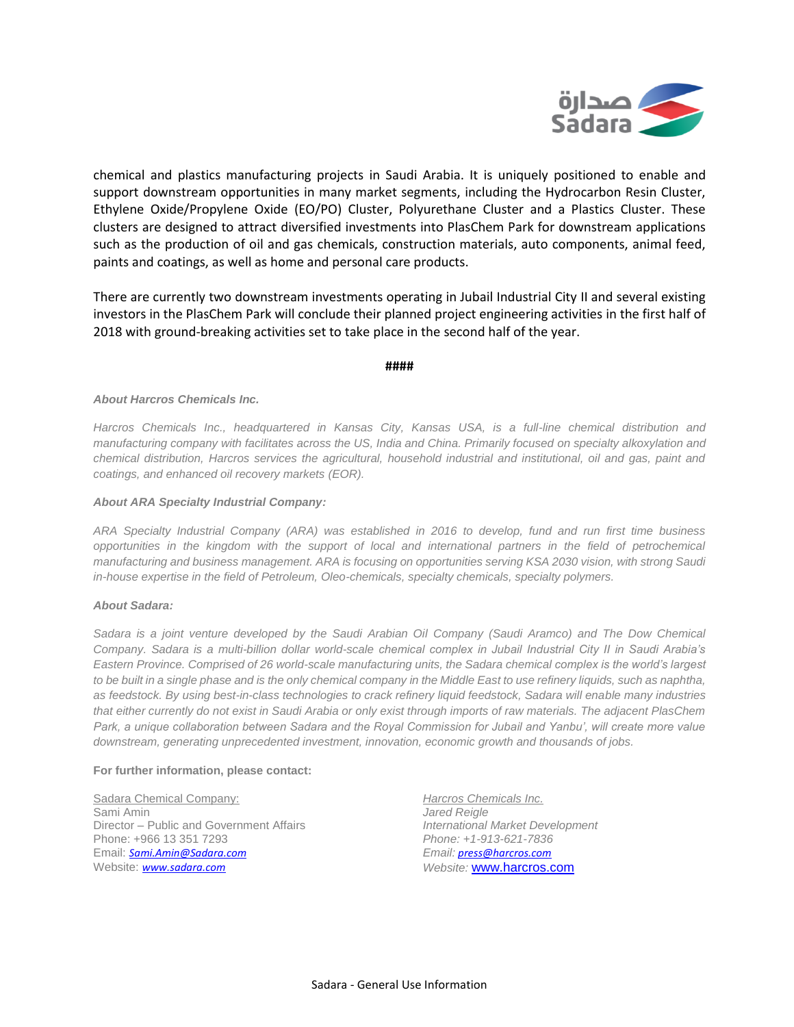chemical and plastics manufacturing projects in Saudi Arabia. It is uniquely positioned to enable and support downstream opportunities in many market segments, including the Hydrocarbon Resin Cluster, Ethylene Oxide/Propylene Oxide (EO/PO) Cluster, Polyurethane Cluster and a Plastics Cluster. These clusters are designed to attract diversified investments into PlasChem Park for downstream applications such as the production of oil and gas chemicals, construction materials, auto components, animal feed, paints and coatings, as well as home and personal care products.

There are currently two downstream investments operating in Jubail Industrial City II and several existing investors in the PlasChem Park will conclude their planned project engineering activities in the first half of 2018 with ground-breaking activities set to take place in the second half of the year.

**####**

***About Harcros Chemicals Inc.***

*Harcros Chemicals Inc., headquartered in Kansas City, Kansas USA, is a full-line chemical distribution and manufacturing company with facilitates across the US, India and China. Primarily focused on specialty alkoxylation and chemical distribution, Harcros services the agricultural, household industrial and institutional, oil and gas, paint and coatings, and enhanced oil recovery markets (EOR).*

***About ARA Specialty Industrial Company:***

*ARA Specialty Industrial Company (ARA) was established in 2016 to develop, fund and run first time business opportunities in the kingdom with the support of local and international partners in the field of petrochemical manufacturing and business management. ARA is focusing on opportunities serving KSA 2030 vision, with strong Saudi in-house expertise in the field of Petroleum, Oleo-chemicals, specialty chemicals, specialty polymers.*

***About Sadara:***

*Sadara is a joint venture developed by the Saudi Arabian Oil Company (Saudi Aramco) and The Dow Chemical Company. Sadara is a multi-billion dollar world-scale chemical complex in Jubail Industrial City II in Saudi Arabia's Eastern Province. Comprised of 26 world-scale manufacturing units, the Sadara chemical complex is the world's largest to be built in a single phase and is the only chemical company in the Middle East to use refinery liquids, such as naphtha, as feedstock. By using best-in-class technologies to crack refinery liquid feedstock, Sadara will enable many industries that either currently do not exist in Saudi Arabia or only exist through imports of raw materials. The adjacent PlasChem Park, a unique collaboration between Sadara and the Royal Commission for Jubail and Yanbu', will create more value downstream, generating unprecedented investment, innovation, economic growth and thousands of jobs.*

**For further information, please contact:**

Sadara Chemical Company:
Sami Amin
Director – Public and Government Affairs
Phone: +966 13 351 7293
Email: *Sami.Amin@Sadara.com*
Website: *www.sadara.com*

*Harcros Chemicals Inc.*
*Jared Reigle*
*International Market Development*
*Phone: +1-913-621-7836*
*Email: press@harcros.com*
*Website:* www.harcros.com